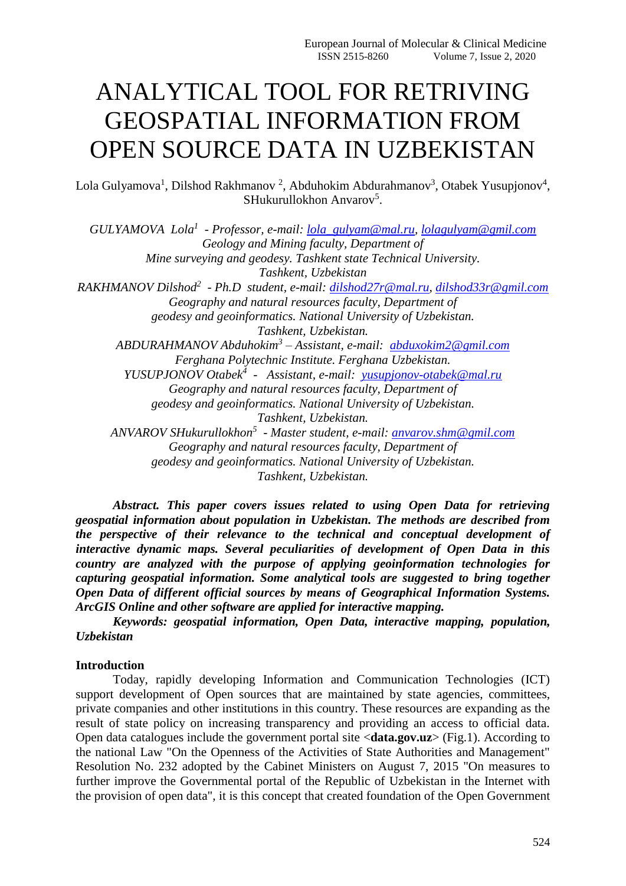# ANALYTICAL TOOL FOR RETRIVING GEOSPATIAL INFORMATION FROM OPEN SOURCE DATA IN UZBEKISTAN

Lola Gulyamova[1], Dilshod Rakhmanov [2], Abduhokim Abdurahmanov[3], Otabek Yusupjonov[4], SHukurullokhon Anvarov[5].

*GULYAMOVA Lola[1] - Professor, e-mail: lola_gulyam@mal.ru, lolagulyam@gmil.com*
*Geology and Mining faculty, Department of*
*Mine surveying and geodesy. Tashkent state Technical University.*
*Tashkent, Uzbekistan*

*RAKHMANOV Dilshod[2] - Ph.D student, e-mail: dilshod27r@mal.ru, dilshod33r@gmil.com*
*Geography and natural resources faculty, Department of*
*geodesy and geoinformatics. National University of Uzbekistan.*
*Tashkent, Uzbekistan.*

*ABDURAHMANOV Abduhokim[3] – Assistant, e-mail: abduxokim2@gmil.com*
*Ferghana Polytechnic Institute. Ferghana Uzbekistan.*

*YUSUPJONOV Otabek[4] - Assistant, e-mail: yusupjonov-otabek@mal.ru*
*Geography and natural resources faculty, Department of*
*geodesy and geoinformatics. National University of Uzbekistan.*
*Tashkent, Uzbekistan.*

*ANVAROV SHukurullokhon[5] - Master student, e-mail: anvarov.shm@gmil.com*
*Geography and natural resources faculty, Department of*
*geodesy and geoinformatics. National University of Uzbekistan.*
*Tashkent, Uzbekistan.*

***Abstract. This paper covers issues related to using Open Data for retrieving geospatial information about population in Uzbekistan. The methods are described from the perspective of their relevance to the technical and conceptual development of interactive dynamic maps. Several peculiarities of development of Open Data in this country are analyzed with the purpose of applying geoinformation technologies for capturing geospatial information. Some analytical tools are suggested to bring together Open Data of different official sources by means of Geographical Information Systems. ArcGIS Online and other software are applied for interactive mapping.***

***Keywords: geospatial information, Open Data, interactive mapping, population, Uzbekistan***

## Introduction

Today, rapidly developing Information and Communication Technologies (ICT) support development of Open sources that are maintained by state agencies, committees, private companies and other institutions in this country. These resources are expanding as the result of state policy on increasing transparency and providing an access to official data. Open data catalogues include the government portal site <**data.gov.uz**> (Fig.1). According to the national Law "On the Openness of the Activities of State Authorities and Management" Resolution No. 232 adopted by the Cabinet Ministers on August 7, 2015 "On measures to further improve the Governmental portal of the Republic of Uzbekistan in the Internet with the provision of open data", it is this concept that created foundation of the Open Government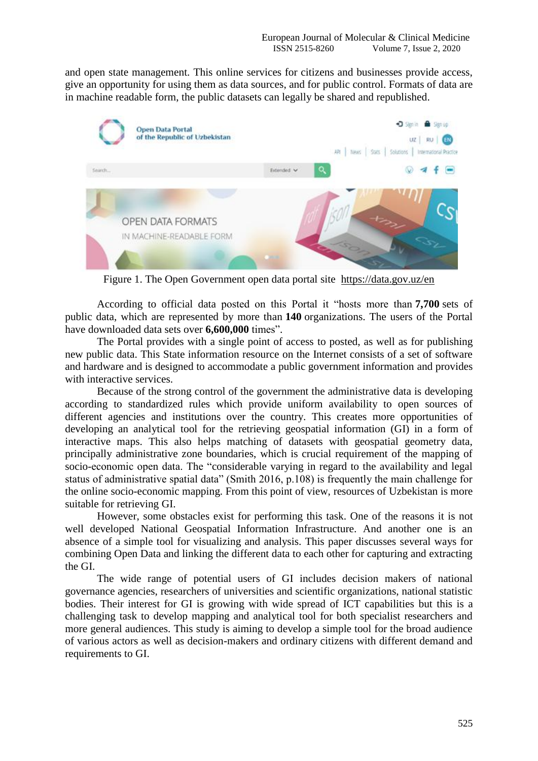and open state management. This online services for citizens and businesses provide access, give an opportunity for using them as data sources, and for public control. Formats of data are in machine readable form, the public datasets can legally be shared and republished.

Figure 1. The Open Government open data portal site https://data.gov.uz/en

According to official data posted on this Portal it "hosts more than **7,700** sets of public data, which are represented by more than **140** organizations. The users of the Portal have downloaded data sets over **6,600,000** times".

The Portal provides with a single point of access to posted, as well as for publishing new public data. This State information resource on the Internet consists of a set of software and hardware and is designed to accommodate a public government information and provides with interactive services.

Because of the strong control of the government the administrative data is developing according to standardized rules which provide uniform availability to open sources of different agencies and institutions over the country. This creates more opportunities of developing an analytical tool for the retrieving geospatial information (GI) in a form of interactive maps. This also helps matching of datasets with geospatial geometry data, principally administrative zone boundaries, which is crucial requirement of the mapping of socio-economic open data. The "considerable varying in regard to the availability and legal status of administrative spatial data" (Smith 2016, p.108) is frequently the main challenge for the online socio-economic mapping. From this point of view, resources of Uzbekistan is more suitable for retrieving GI.

However, some obstacles exist for performing this task. One of the reasons it is not well developed National Geospatial Information Infrastructure. And another one is an absence of a simple tool for visualizing and analysis. This paper discusses several ways for combining Open Data and linking the different data to each other for capturing and extracting the GI.

The wide range of potential users of GI includes decision makers of national governance agencies, researchers of universities and scientific organizations, national statistic bodies. Their interest for GI is growing with wide spread of ICT capabilities but this is a challenging task to develop mapping and analytical tool for both specialist researchers and more general audiences. This study is aiming to develop a simple tool for the broad audience of various actors as well as decision-makers and ordinary citizens with different demand and requirements to GI.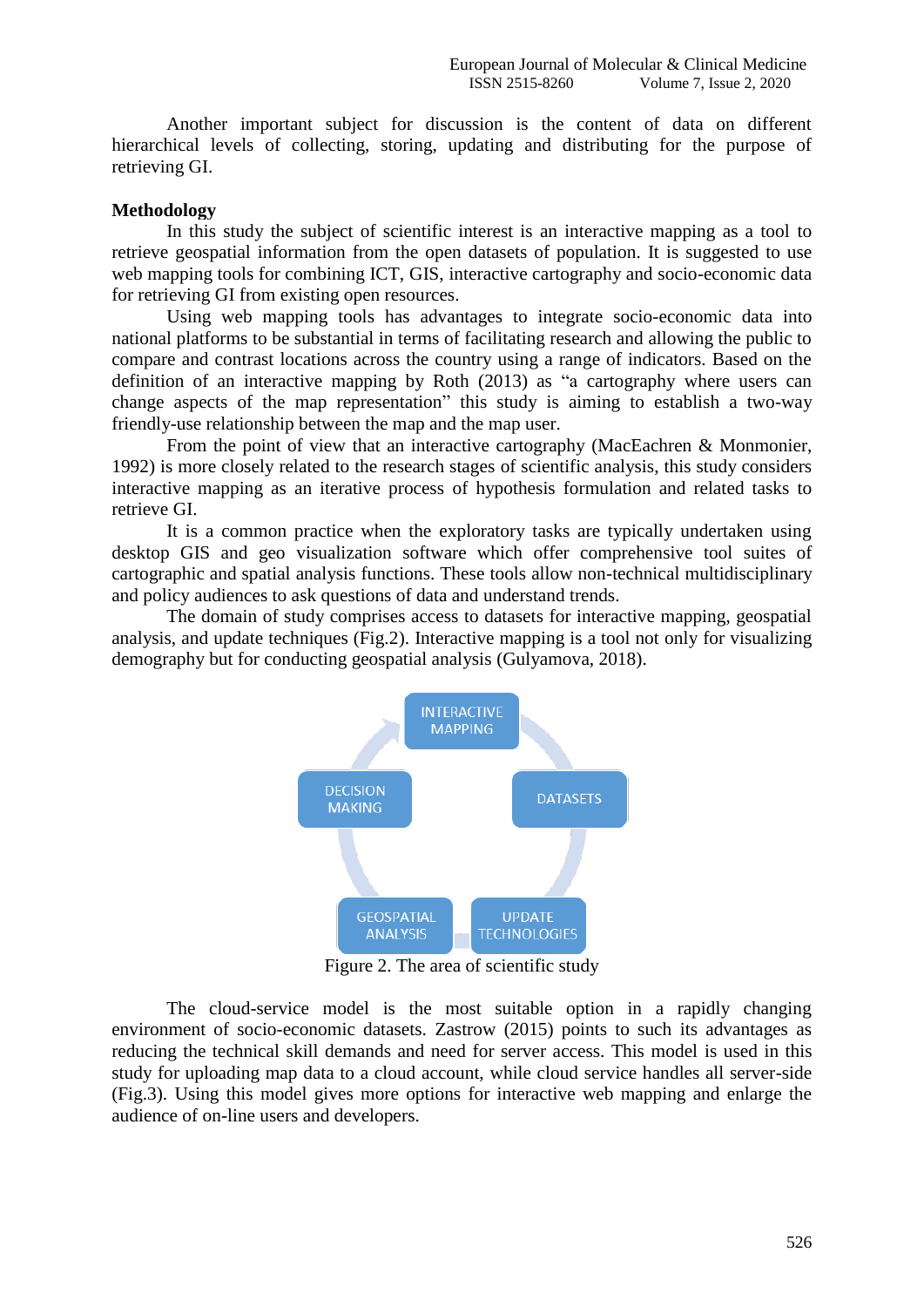Another important subject for discussion is the content of data on different hierarchical levels of collecting, storing, updating and distributing for the purpose of retrieving GI.

**Methodology**

In this study the subject of scientific interest is an interactive mapping as a tool to retrieve geospatial information from the open datasets of population. It is suggested to use web mapping tools for combining ICT, GIS, interactive cartography and socio-economic data for retrieving GI from existing open resources.

Using web mapping tools has advantages to integrate socio-economic data into national platforms to be substantial in terms of facilitating research and allowing the public to compare and contrast locations across the country using a range of indicators. Based on the definition of an interactive mapping by Roth (2013) as "a cartography where users can change aspects of the map representation" this study is aiming to establish a two-way friendly-use relationship between the map and the map user.

From the point of view that an interactive cartography (MacEachren & Monmonier, 1992) is more closely related to the research stages of scientific analysis, this study considers interactive mapping as an iterative process of hypothesis formulation and related tasks to retrieve GI.

It is a common practice when the exploratory tasks are typically undertaken using desktop GIS and geo visualization software which offer comprehensive tool suites of cartographic and spatial analysis functions. These tools allow non-technical multidisciplinary and policy audiences to ask questions of data and understand trends.

The domain of study comprises access to datasets for interactive mapping, geospatial analysis, and update techniques (Fig.2). Interactive mapping is a tool not only for visualizing demography but for conducting geospatial analysis (Gulyamova, 2018).

INTERACTIVE MAPPING → DATASETS → UPDATE TECHNOLOGIES → GEOSPATIAL ANALYSIS → DECISION MAKING

Figure 2. The area of scientific study

The cloud-service model is the most suitable option in a rapidly changing environment of socio-economic datasets. Zastrow (2015) points to such its advantages as reducing the technical skill demands and need for server access. This model is used in this study for uploading map data to a cloud account, while cloud service handles all server-side (Fig.3). Using this model gives more options for interactive web mapping and enlarge the audience of on-line users and developers.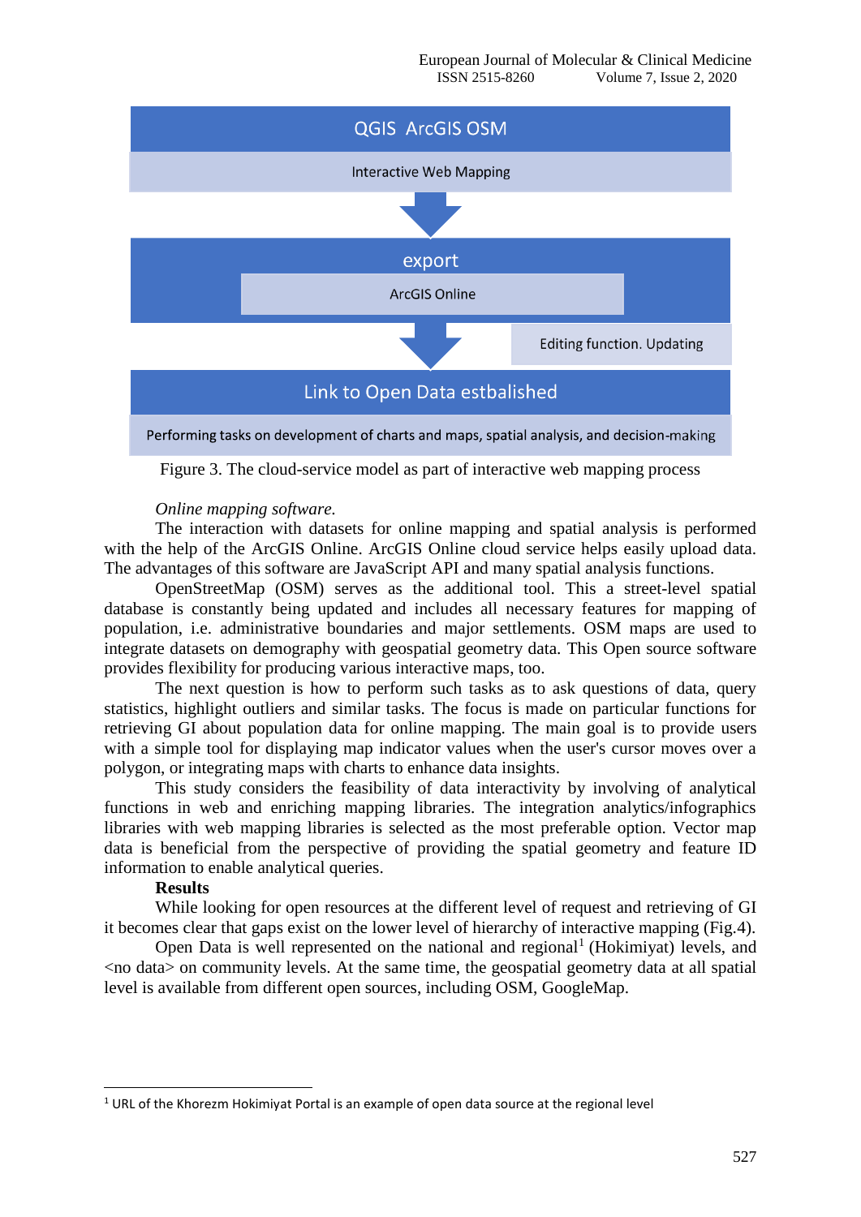QGIS ArcGIS OSM

Interactive Web Mapping

export

ArcGIS Online

Editing function. Updating

Link to Open Data estbalished

Performing tasks on development of charts and maps, spatial analysis, and decision-making

Figure 3. The cloud-service model as part of interactive web mapping process

*Online mapping software.*

The interaction with datasets for online mapping and spatial analysis is performed with the help of the ArcGIS Online. ArcGIS Online cloud service helps easily upload data. The advantages of this software are JavaScript API and many spatial analysis functions.

OpenStreetMap (OSM) serves as the additional tool. This a street-level spatial database is constantly being updated and includes all necessary features for mapping of population, i.e. administrative boundaries and major settlements. OSM maps are used to integrate datasets on demography with geospatial geometry data. This Open source software provides flexibility for producing various interactive maps, too.

The next question is how to perform such tasks as to ask questions of data, query statistics, highlight outliers and similar tasks. The focus is made on particular functions for retrieving GI about population data for online mapping. The main goal is to provide users with a simple tool for displaying map indicator values when the user's cursor moves over a polygon, or integrating maps with charts to enhance data insights.

This study considers the feasibility of data interactivity by involving of analytical functions in web and enriching mapping libraries. The integration analytics/infographics libraries with web mapping libraries is selected as the most preferable option. Vector map data is beneficial from the perspective of providing the spatial geometry and feature ID information to enable analytical queries.

**Results**

While looking for open resources at the different level of request and retrieving of GI it becomes clear that gaps exist on the lower level of hierarchy of interactive mapping (Fig.4).

Open Data is well represented on the national and regional[1] (Hokimiyat) levels, and <no data> on community levels. At the same time, the geospatial geometry data at all spatial level is available from different open sources, including OSM, GoogleMap.

[1] URL of the Khorezm Hokimiyat Portal is an example of open data source at the regional level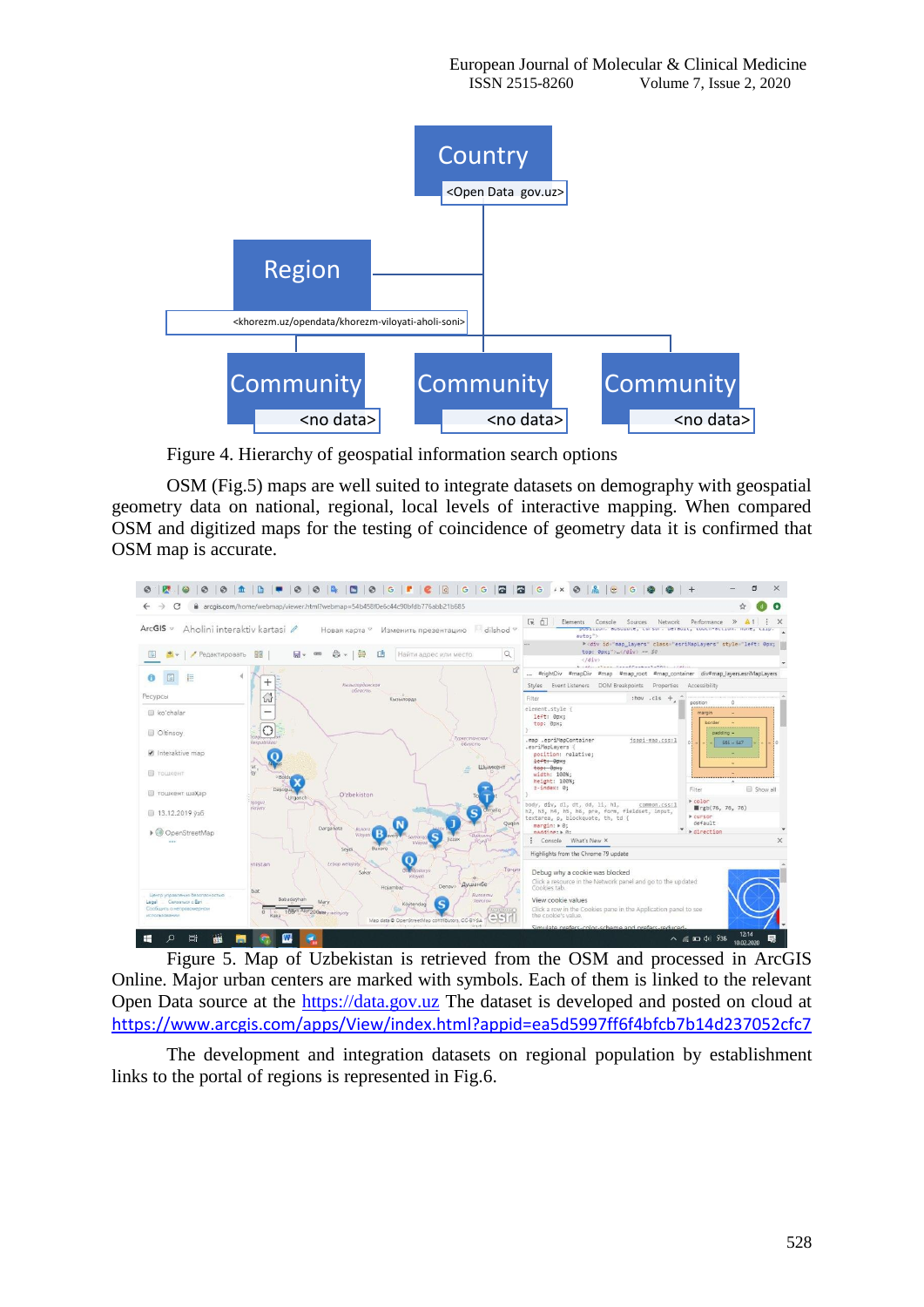Figure 4. Hierarchy of geospatial information search options

OSM (Fig.5) maps are well suited to integrate datasets on demography with geospatial geometry data on national, regional, local levels of interactive mapping. When compared OSM and digitized maps for the testing of coincidence of geometry data it is confirmed that OSM map is accurate.

Figure 5. Map of Uzbekistan is retrieved from the OSM and processed in ArcGIS Online. Major urban centers are marked with symbols. Each of them is linked to the relevant Open Data source at the https://data.gov.uz The dataset is developed and posted on cloud at https://www.arcgis.com/apps/View/index.html?appid=ea5d5997ff6f4bfcb7b14d237052cfc7

The development and integration datasets on regional population by establishment links to the portal of regions is represented in Fig.6.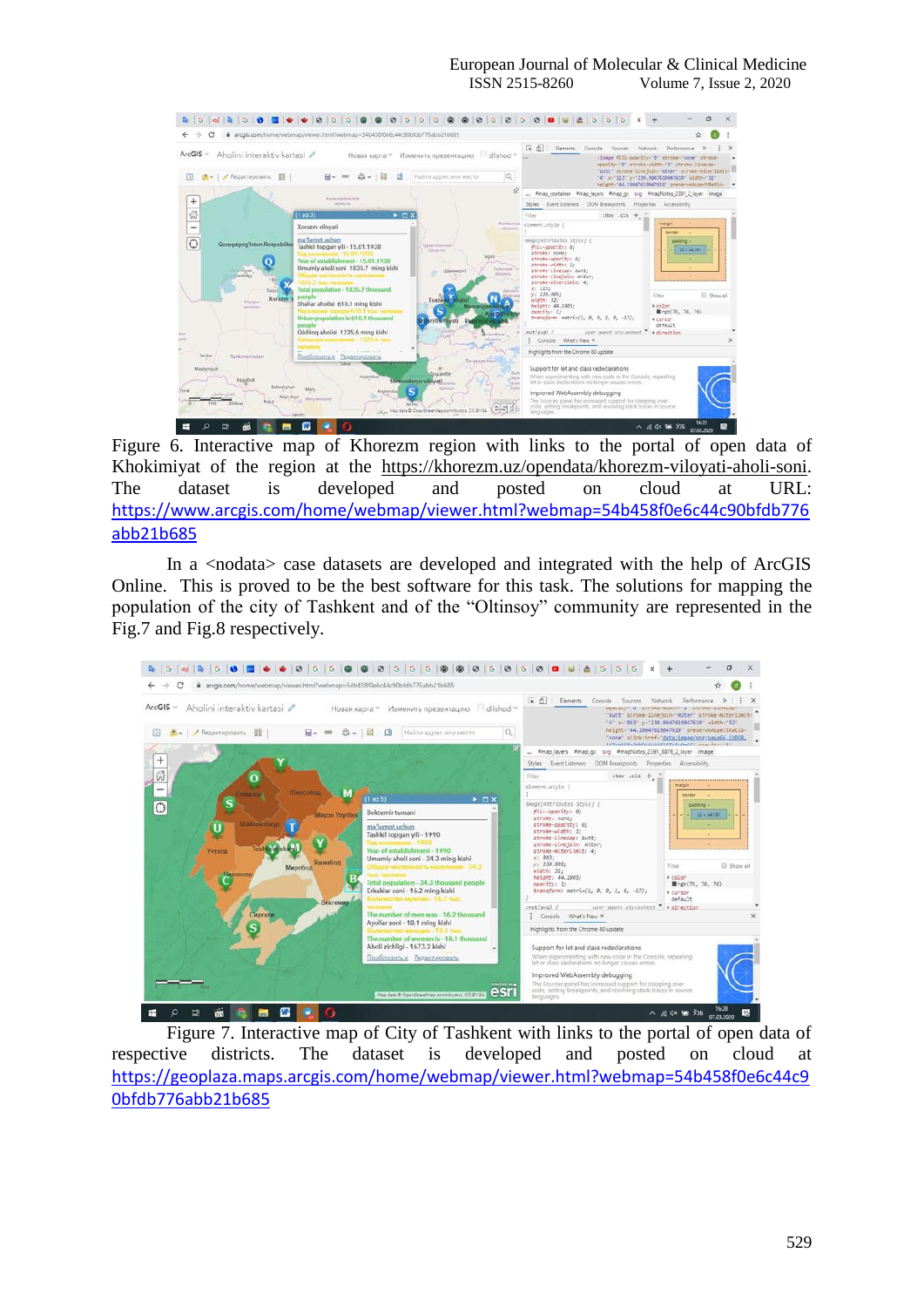Figure 6. Interactive map of Khorezm region with links to the portal of open data of Khokimiyat of the region at the https://khorezm.uz/opendata/khorezm-viloyati-aholi-soni. The dataset is developed and posted on cloud at URL: https://www.arcgis.com/home/webmap/viewer.html?webmap=54b458f0e6c44c90bfdb776abb21b685

In a <nodata> case datasets are developed and integrated with the help of ArcGIS Online. This is proved to be the best software for this task. The solutions for mapping the population of the city of Tashkent and of the "Oltinsoy" community are represented in the Fig.7 and Fig.8 respectively.

Figure 7. Interactive map of City of Tashkent with links to the portal of open data of respective districts. The dataset is developed and posted on cloud at https://geoplaza.maps.arcgis.com/home/webmap/viewer.html?webmap=54b458f0e6c44c90bfdb776abb21b685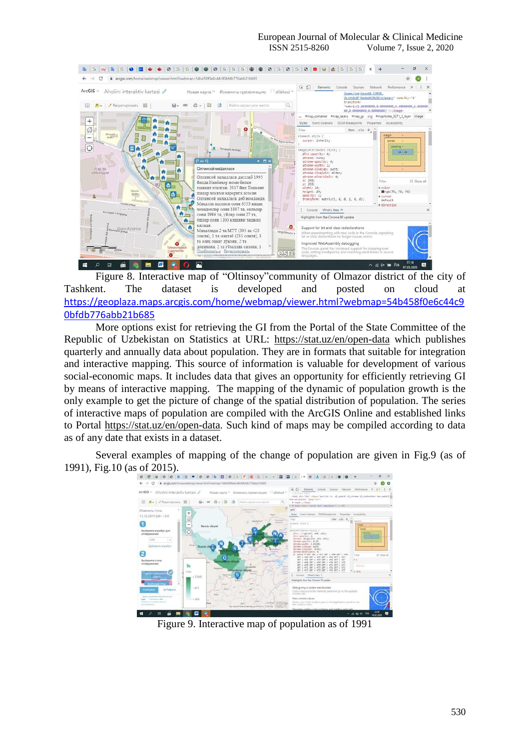Figure 8. Interactive map of "Oltinsoy"community of Olmazor district of the city of Tashkent. The dataset is developed and posted on cloud at https://geoplaza.maps.arcgis.com/home/webmap/viewer.html?webmap=54b458f0e6c44c90bfdb776abb21b685

More options exist for retrieving the GI from the Portal of the State Committee of the Republic of Uzbekistan on Statistics at URL: https://stat.uz/en/open-data which publishes quarterly and annually data about population. They are in formats that suitable for integration and interactive mapping. This source of information is valuable for development of various social-economic maps. It includes data that gives an opportunity for efficiently retrieving GI by means of interactive mapping. The mapping of the dynamic of population growth is the only example to get the picture of change of the spatial distribution of population. The series of interactive maps of population are compiled with the ArcGIS Online and established links to Portal https://stat.uz/en/open-data. Such kind of maps may be compiled according to data as of any date that exists in a dataset.

Several examples of mapping of the change of population are given in Fig.9 (as of 1991), Fig.10 (as of 2015).

Figure 9. Interactive map of population as of 1991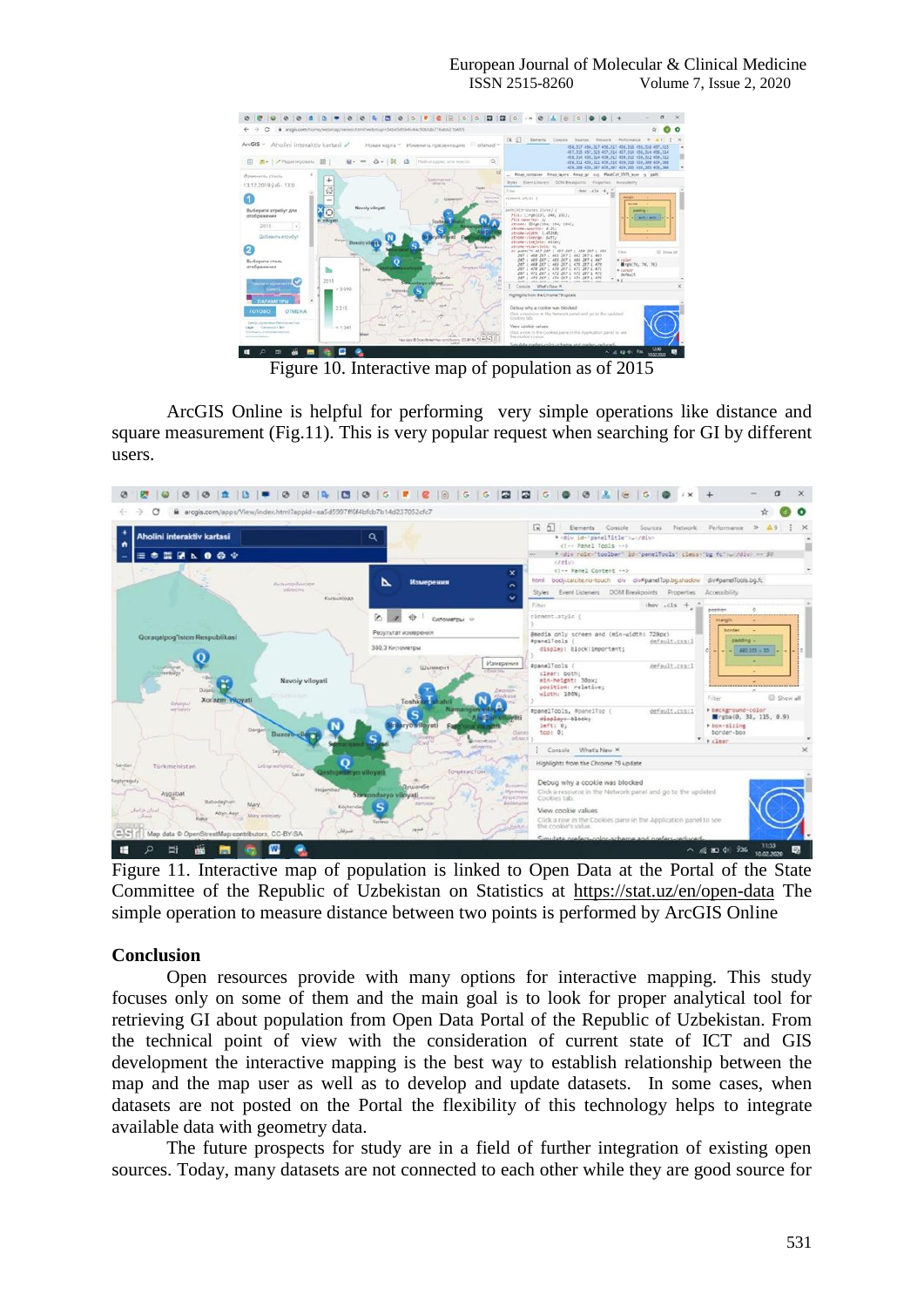Figure 10. Interactive map of population as of 2015

ArcGIS Online is helpful for performing very simple operations like distance and square measurement (Fig.11). This is very popular request when searching for GI by different users.

Figure 11. Interactive map of population is linked to Open Data at the Portal of the State Committee of the Republic of Uzbekistan on Statistics at https://stat.uz/en/open-data The simple operation to measure distance between two points is performed by ArcGIS Online

## Conclusion

Open resources provide with many options for interactive mapping. This study focuses only on some of them and the main goal is to look for proper analytical tool for retrieving GI about population from Open Data Portal of the Republic of Uzbekistan. From the technical point of view with the consideration of current state of ICT and GIS development the interactive mapping is the best way to establish relationship between the map and the map user as well as to develop and update datasets. In some cases, when datasets are not posted on the Portal the flexibility of this technology helps to integrate available data with geometry data.

The future prospects for study are in a field of further integration of existing open sources. Today, many datasets are not connected to each other while they are good source for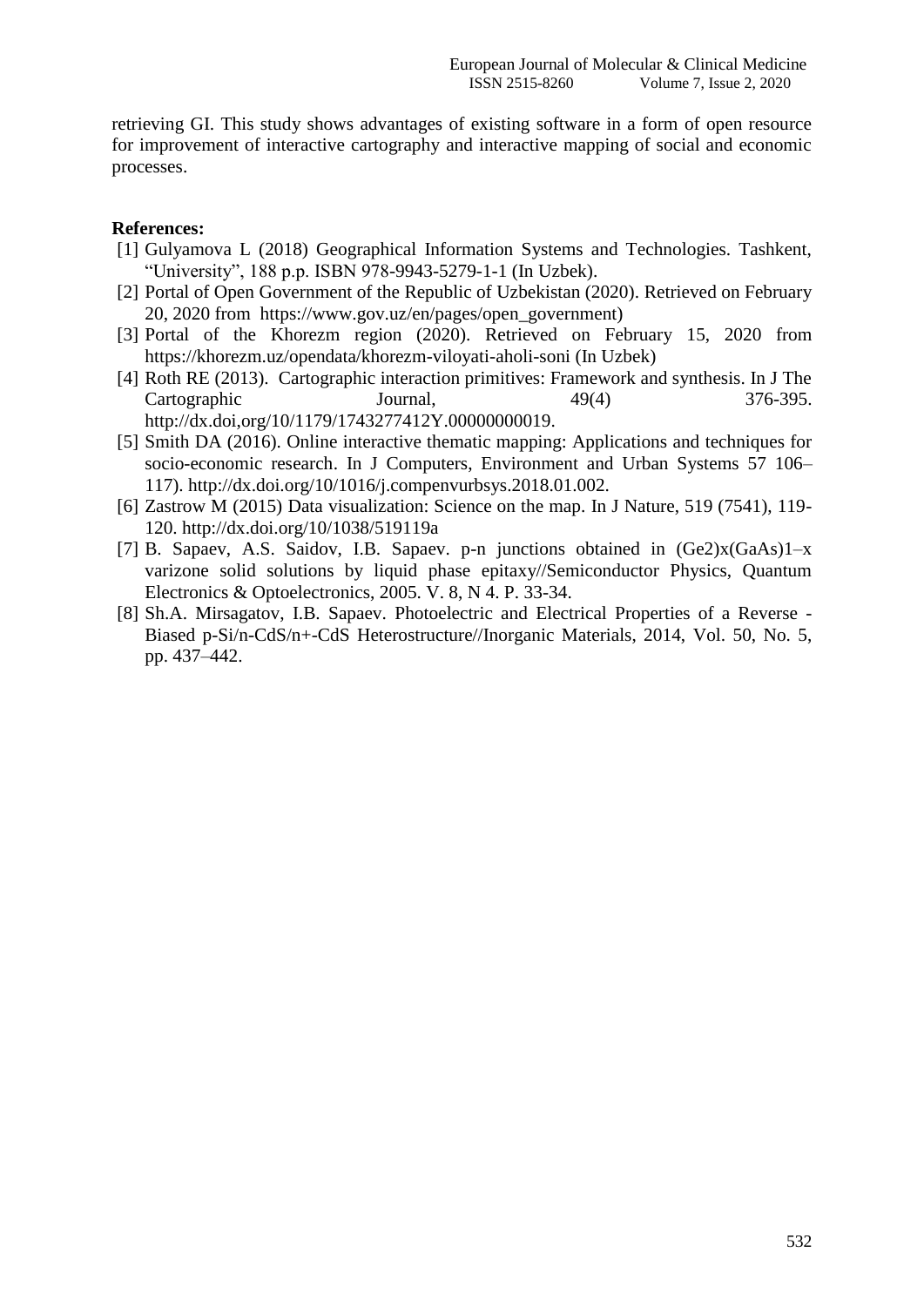retrieving GI. This study shows advantages of existing software in a form of open resource for improvement of interactive cartography and interactive mapping of social and economic processes.

**References:**

[1] Gulyamova L (2018) Geographical Information Systems and Technologies. Tashkent, "University", 188 p.p. ISBN 978-9943-5279-1-1 (In Uzbek).

[2] Portal of Open Government of the Republic of Uzbekistan (2020). Retrieved on February 20, 2020 from https://www.gov.uz/en/pages/open_government)

[3] Portal of the Khorezm region (2020). Retrieved on February 15, 2020 from https://khorezm.uz/opendata/khorezm-viloyati-aholi-soni (In Uzbek)

[4] Roth RE (2013). Cartographic interaction primitives: Framework and synthesis. In J The Cartographic Journal, 49(4) 376-395. http://dx.doi,org/10/1179/1743277412Y.00000000019.

[5] Smith DA (2016). Online interactive thematic mapping: Applications and techniques for socio-economic research. In J Computers, Environment and Urban Systems 57 106–117). http://dx.doi.org/10/1016/j.compenvurbsys.2018.01.002.

[6] Zastrow M (2015) Data visualization: Science on the map. In J Nature, 519 (7541), 119-120. http://dx.doi.org/10/1038/519119a

[7] B. Sapaev, A.S. Saidov, I.B. Sapaev. p-n junctions obtained in $(Ge_2)_x(GaAs)_{1-x}$ varizone solid solutions by liquid phase epitaxy//Semiconductor Physics, Quantum Electronics & Optoelectronics, 2005. V. 8, N 4. P. 33-34.

[8] Sh.A. Mirsagatov, I.B. Sapaev. Photoelectric and Electrical Properties of a Reverse - Biased p-Si/n-CdS/n+-CdS Heterostructure//Inorganic Materials, 2014, Vol. 50, No. 5, pp. 437–442.